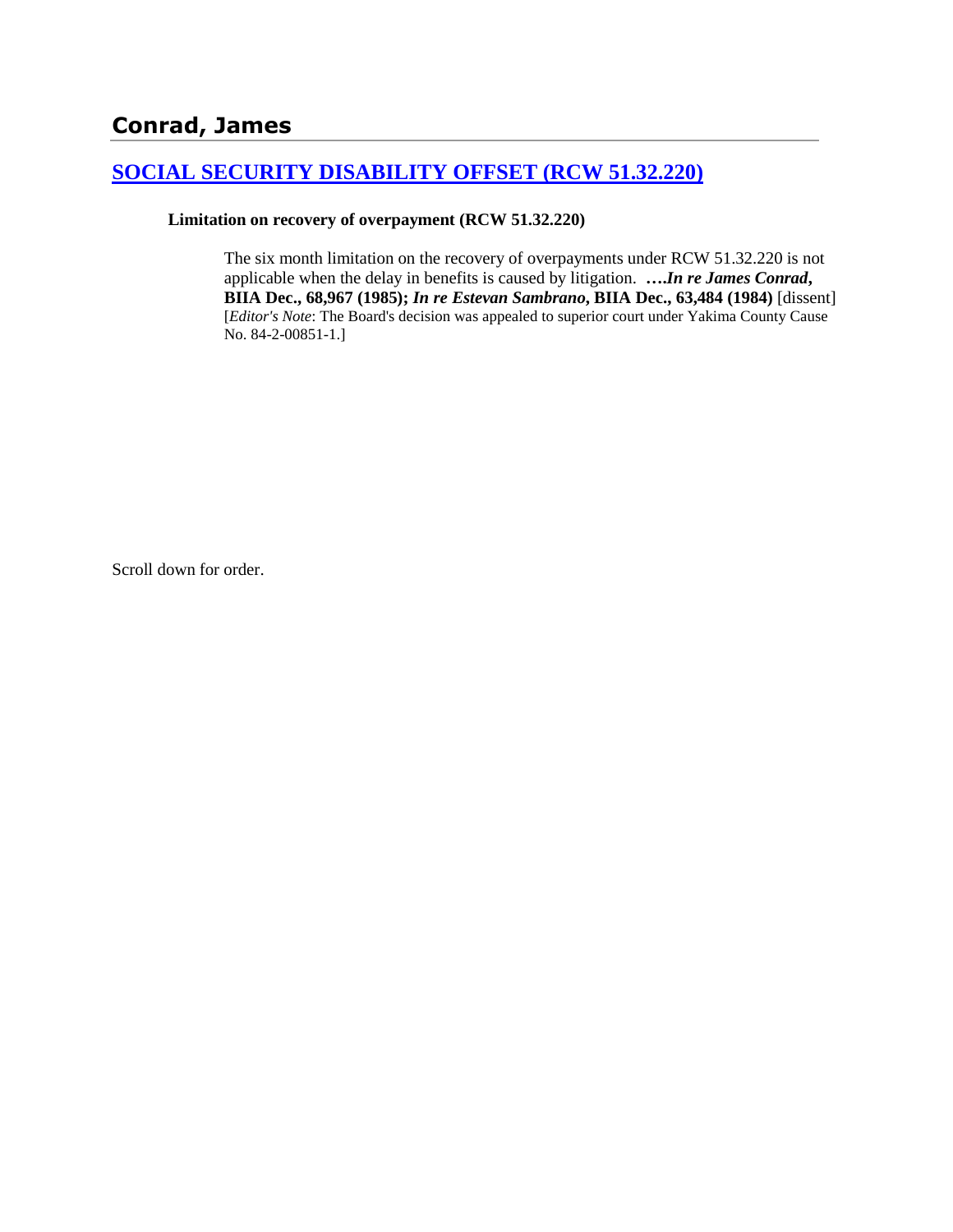## Conrad, James

### [SOCIAL SECURITY DISABILITY OFFSET (RCW 51.32.220)]

**Limitation on recovery of overpayment (RCW 51.32.220)**

> The six month limitation on the recovery of overpayments under RCW 51.32.220 is not applicable when the delay in benefits is caused by litigation. ***….In re James Conrad*, BIIA Dec., 68,967 (1985); *In re Estevan Sambrano*, BIIA Dec., 63,484 (1984)** [dissent] [*Editor's Note*: The Board's decision was appealed to superior court under Yakima County Cause No. 84-2-00851-1.]

Scroll down for order.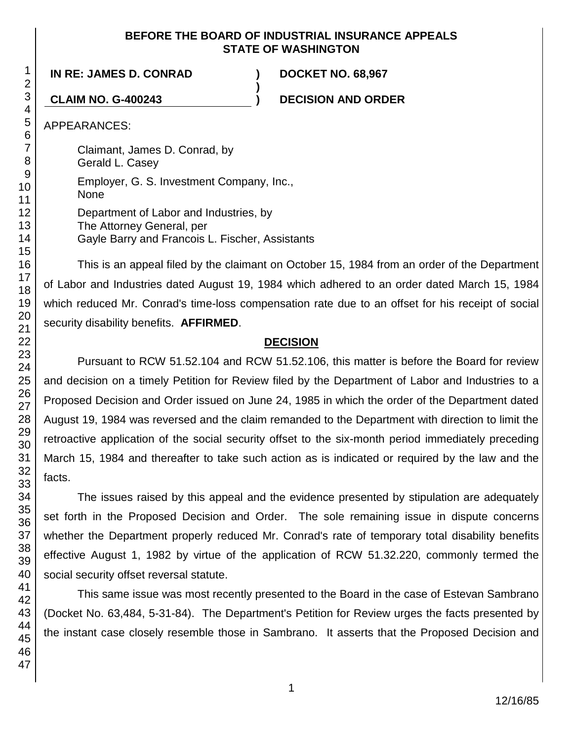**BEFORE THE BOARD OF INDUSTRIAL INSURANCE APPEALS**
**STATE OF WASHINGTON**

**IN RE: JAMES D. CONRAD** ) **DOCKET NO. 68,967**
)
**CLAIM NO. G-400243** ) **DECISION AND ORDER**

APPEARANCES:

Claimant, James D. Conrad, by
Gerald L. Casey

Employer, G. S. Investment Company, Inc.,
None

Department of Labor and Industries, by
The Attorney General, per
Gayle Barry and Francois L. Fischer, Assistants

This is an appeal filed by the claimant on October 15, 1984 from an order of the Department of Labor and Industries dated August 19, 1984 which adhered to an order dated March 15, 1984 which reduced Mr. Conrad's time-loss compensation rate due to an offset for his receipt of social security disability benefits. **AFFIRMED**.

**DECISION**

Pursuant to RCW 51.52.104 and RCW 51.52.106, this matter is before the Board for review and decision on a timely Petition for Review filed by the Department of Labor and Industries to a Proposed Decision and Order issued on June 24, 1985 in which the order of the Department dated August 19, 1984 was reversed and the claim remanded to the Department with direction to limit the retroactive application of the social security offset to the six-month period immediately preceding March 15, 1984 and thereafter to take such action as is indicated or required by the law and the facts.

The issues raised by this appeal and the evidence presented by stipulation are adequately set forth in the Proposed Decision and Order. The sole remaining issue in dispute concerns whether the Department properly reduced Mr. Conrad's rate of temporary total disability benefits effective August 1, 1982 by virtue of the application of RCW 51.32.220, commonly termed the social security offset reversal statute.

This same issue was most recently presented to the Board in the case of Estevan Sambrano (Docket No. 63,484, 5-31-84). The Department's Petition for Review urges the facts presented by the instant case closely resemble those in Sambrano. It asserts that the Proposed Decision and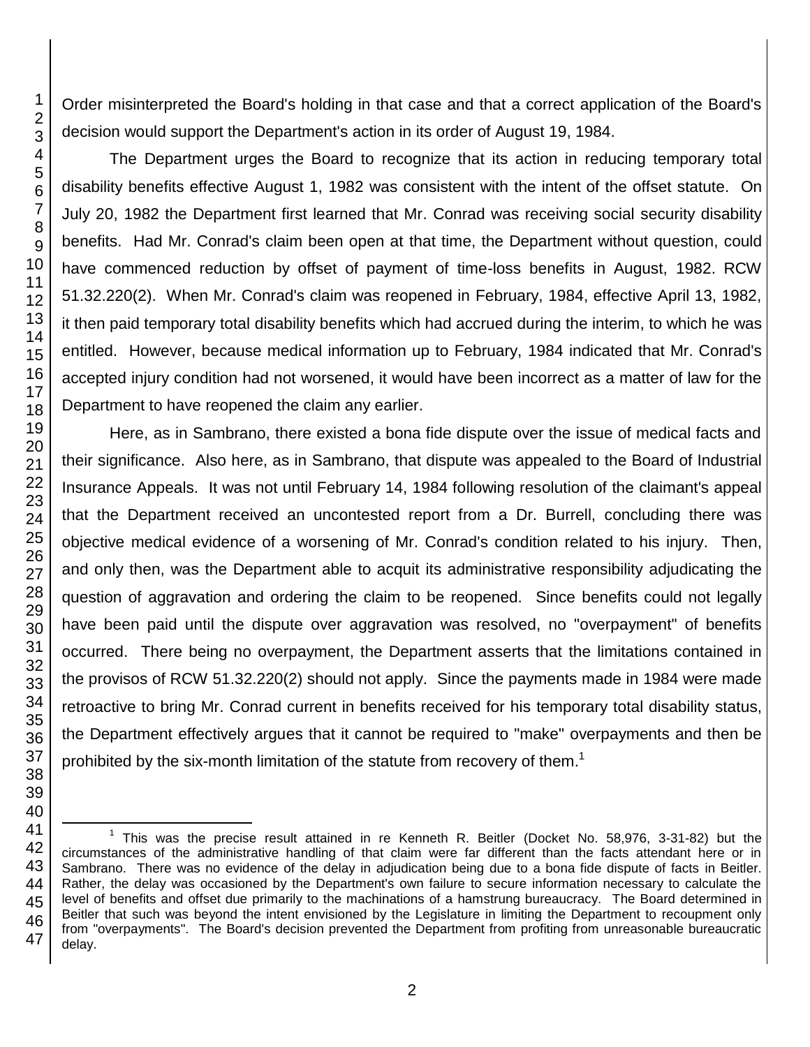Order misinterpreted the Board's holding in that case and that a correct application of the Board's decision would support the Department's action in its order of August 19, 1984.

The Department urges the Board to recognize that its action in reducing temporary total disability benefits effective August 1, 1982 was consistent with the intent of the offset statute. On July 20, 1982 the Department first learned that Mr. Conrad was receiving social security disability benefits. Had Mr. Conrad's claim been open at that time, the Department without question, could have commenced reduction by offset of payment of time-loss benefits in August, 1982. RCW 51.32.220(2). When Mr. Conrad's claim was reopened in February, 1984, effective April 13, 1982, it then paid temporary total disability benefits which had accrued during the interim, to which he was entitled. However, because medical information up to February, 1984 indicated that Mr. Conrad's accepted injury condition had not worsened, it would have been incorrect as a matter of law for the Department to have reopened the claim any earlier.

Here, as in Sambrano, there existed a bona fide dispute over the issue of medical facts and their significance. Also here, as in Sambrano, that dispute was appealed to the Board of Industrial Insurance Appeals. It was not until February 14, 1984 following resolution of the claimant's appeal that the Department received an uncontested report from a Dr. Burrell, concluding there was objective medical evidence of a worsening of Mr. Conrad's condition related to his injury. Then, and only then, was the Department able to acquit its administrative responsibility adjudicating the question of aggravation and ordering the claim to be reopened. Since benefits could not legally have been paid until the dispute over aggravation was resolved, no "overpayment" of benefits occurred. There being no overpayment, the Department asserts that the limitations contained in the provisos of RCW 51.32.220(2) should not apply. Since the payments made in 1984 were made retroactive to bring Mr. Conrad current in benefits received for his temporary total disability status, the Department effectively argues that it cannot be required to "make" overpayments and then be prohibited by the six-month limitation of the statute from recovery of them.[1]

---

[1] This was the precise result attained in re Kenneth R. Beitler (Docket No. 58,976, 3-31-82) but the circumstances of the administrative handling of that claim were far different than the facts attendant here or in Sambrano. There was no evidence of the delay in adjudication being due to a bona fide dispute of facts in Beitler. Rather, the delay was occasioned by the Department's own failure to secure information necessary to calculate the level of benefits and offset due primarily to the machinations of a hamstrung bureaucracy. The Board determined in Beitler that such was beyond the intent envisioned by the Legislature in limiting the Department to recoupment only from "overpayments". The Board's decision prevented the Department from profiting from unreasonable bureaucratic delay.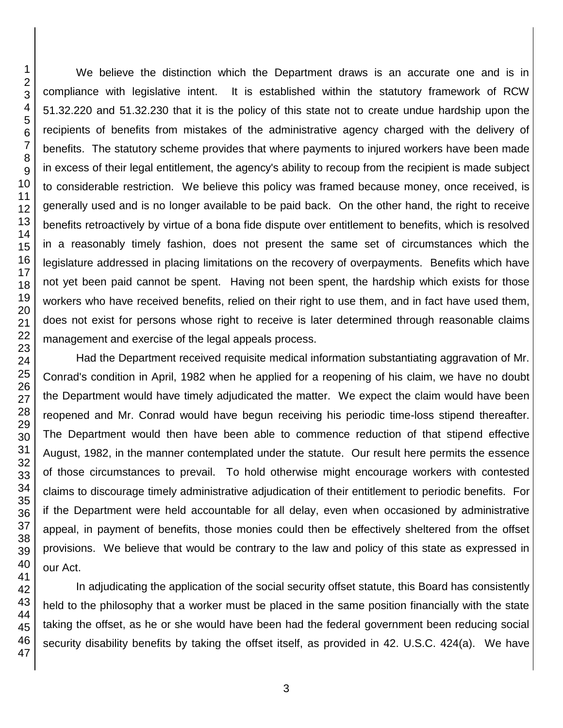We believe the distinction which the Department draws is an accurate one and is in compliance with legislative intent. It is established within the statutory framework of RCW 51.32.220 and 51.32.230 that it is the policy of this state not to create undue hardship upon the recipients of benefits from mistakes of the administrative agency charged with the delivery of benefits. The statutory scheme provides that where payments to injured workers have been made in excess of their legal entitlement, the agency's ability to recoup from the recipient is made subject to considerable restriction. We believe this policy was framed because money, once received, is generally used and is no longer available to be paid back. On the other hand, the right to receive benefits retroactively by virtue of a bona fide dispute over entitlement to benefits, which is resolved in a reasonably timely fashion, does not present the same set of circumstances which the legislature addressed in placing limitations on the recovery of overpayments. Benefits which have not yet been paid cannot be spent. Having not been spent, the hardship which exists for those workers who have received benefits, relied on their right to use them, and in fact have used them, does not exist for persons whose right to receive is later determined through reasonable claims management and exercise of the legal appeals process.

Had the Department received requisite medical information substantiating aggravation of Mr. Conrad's condition in April, 1982 when he applied for a reopening of his claim, we have no doubt the Department would have timely adjudicated the matter. We expect the claim would have been reopened and Mr. Conrad would have begun receiving his periodic time-loss stipend thereafter. The Department would then have been able to commence reduction of that stipend effective August, 1982, in the manner contemplated under the statute. Our result here permits the essence of those circumstances to prevail. To hold otherwise might encourage workers with contested claims to discourage timely administrative adjudication of their entitlement to periodic benefits. For if the Department were held accountable for all delay, even when occasioned by administrative appeal, in payment of benefits, those monies could then be effectively sheltered from the offset provisions. We believe that would be contrary to the law and policy of this state as expressed in our Act.

In adjudicating the application of the social security offset statute, this Board has consistently held to the philosophy that a worker must be placed in the same position financially with the state taking the offset, as he or she would have been had the federal government been reducing social security disability benefits by taking the offset itself, as provided in 42. U.S.C. 424(a). We have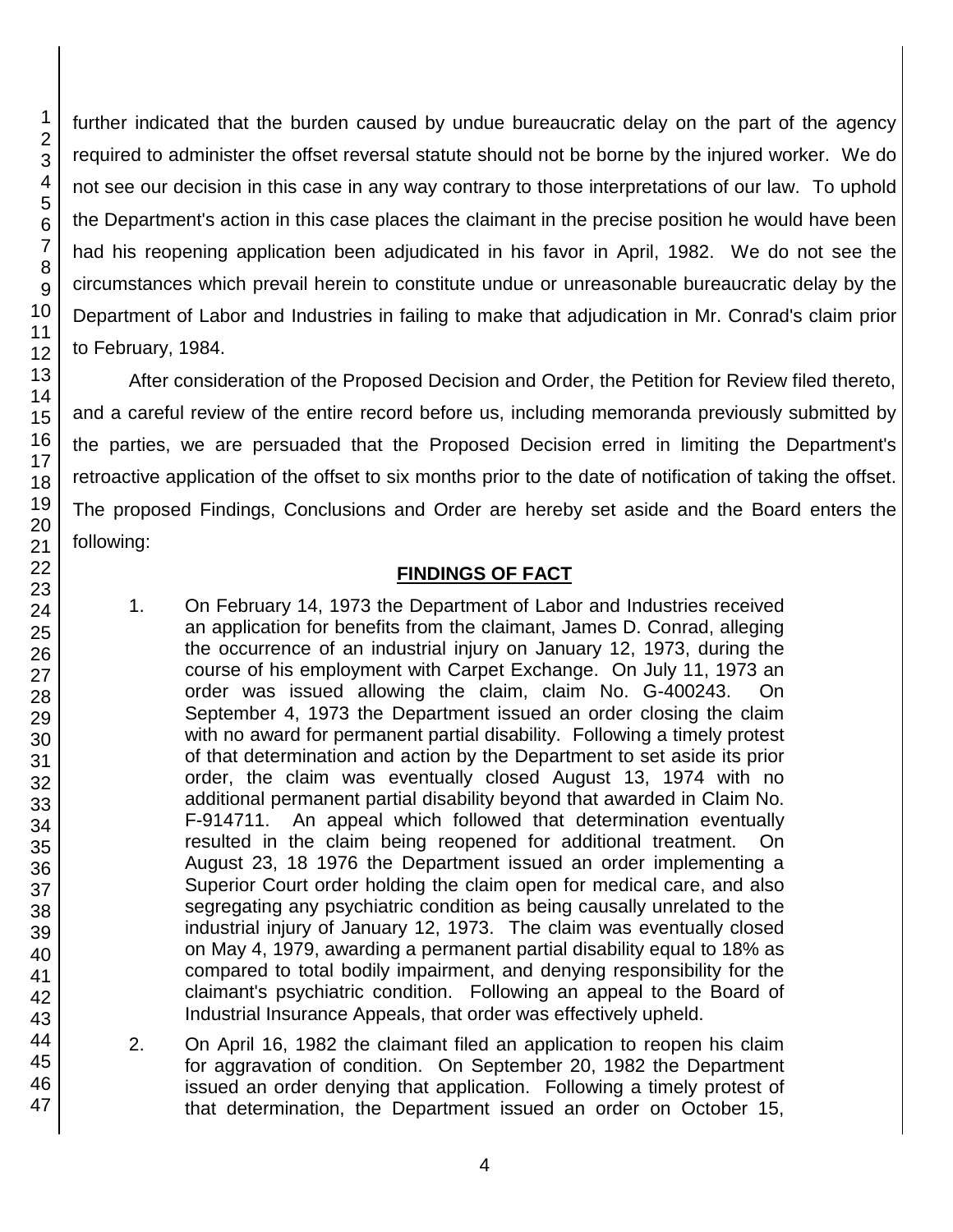further indicated that the burden caused by undue bureaucratic delay on the part of the agency required to administer the offset reversal statute should not be borne by the injured worker. We do not see our decision in this case in any way contrary to those interpretations of our law. To uphold the Department's action in this case places the claimant in the precise position he would have been had his reopening application been adjudicated in his favor in April, 1982. We do not see the circumstances which prevail herein to constitute undue or unreasonable bureaucratic delay by the Department of Labor and Industries in failing to make that adjudication in Mr. Conrad's claim prior to February, 1984.

After consideration of the Proposed Decision and Order, the Petition for Review filed thereto, and a careful review of the entire record before us, including memoranda previously submitted by the parties, we are persuaded that the Proposed Decision erred in limiting the Department's retroactive application of the offset to six months prior to the date of notification of taking the offset. The proposed Findings, Conclusions and Order are hereby set aside and the Board enters the following:

## FINDINGS OF FACT

1. On February 14, 1973 the Department of Labor and Industries received an application for benefits from the claimant, James D. Conrad, alleging the occurrence of an industrial injury on January 12, 1973, during the course of his employment with Carpet Exchange. On July 11, 1973 an order was issued allowing the claim, claim No. G-400243. On September 4, 1973 the Department issued an order closing the claim with no award for permanent partial disability. Following a timely protest of that determination and action by the Department to set aside its prior order, the claim was eventually closed August 13, 1974 with no additional permanent partial disability beyond that awarded in Claim No. F-914711. An appeal which followed that determination eventually resulted in the claim being reopened for additional treatment. On August 23, 18 1976 the Department issued an order implementing a Superior Court order holding the claim open for medical care, and also segregating any psychiatric condition as being causally unrelated to the industrial injury of January 12, 1973. The claim was eventually closed on May 4, 1979, awarding a permanent partial disability equal to 18% as compared to total bodily impairment, and denying responsibility for the claimant's psychiatric condition. Following an appeal to the Board of Industrial Insurance Appeals, that order was effectively upheld.

2. On April 16, 1982 the claimant filed an application to reopen his claim for aggravation of condition. On September 20, 1982 the Department issued an order denying that application. Following a timely protest of that determination, the Department issued an order on October 15,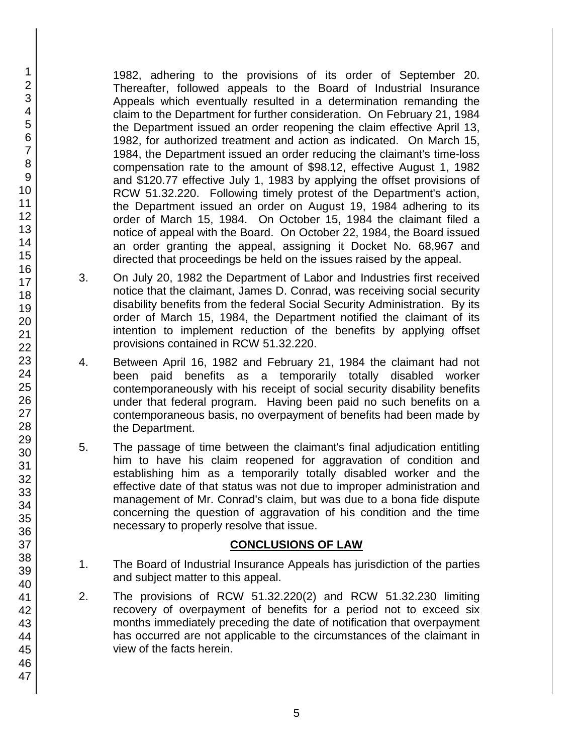1982, adhering to the provisions of its order of September 20. Thereafter, followed appeals to the Board of Industrial Insurance Appeals which eventually resulted in a determination remanding the claim to the Department for further consideration. On February 21, 1984 the Department issued an order reopening the claim effective April 13, 1982, for authorized treatment and action as indicated. On March 15, 1984, the Department issued an order reducing the claimant's time-loss compensation rate to the amount of $98.12, effective August 1, 1982 and $120.77 effective July 1, 1983 by applying the offset provisions of RCW 51.32.220. Following timely protest of the Department's action, the Department issued an order on August 19, 1984 adhering to its order of March 15, 1984. On October 15, 1984 the claimant filed a notice of appeal with the Board. On October 22, 1984, the Board issued an order granting the appeal, assigning it Docket No. 68,967 and directed that proceedings be held on the issues raised by the appeal.

3. On July 20, 1982 the Department of Labor and Industries first received notice that the claimant, James D. Conrad, was receiving social security disability benefits from the federal Social Security Administration. By its order of March 15, 1984, the Department notified the claimant of its intention to implement reduction of the benefits by applying offset provisions contained in RCW 51.32.220.

4. Between April 16, 1982 and February 21, 1984 the claimant had not been paid benefits as a temporarily totally disabled worker contemporaneously with his receipt of social security disability benefits under that federal program. Having been paid no such benefits on a contemporaneous basis, no overpayment of benefits had been made by the Department.

5. The passage of time between the claimant's final adjudication entitling him to have his claim reopened for aggravation of condition and establishing him as a temporarily totally disabled worker and the effective date of that status was not due to improper administration and management of Mr. Conrad's claim, but was due to a bona fide dispute concerning the question of aggravation of his condition and the time necessary to properly resolve that issue.

## CONCLUSIONS OF LAW

1. The Board of Industrial Insurance Appeals has jurisdiction of the parties and subject matter to this appeal.

2. The provisions of RCW 51.32.220(2) and RCW 51.32.230 limiting recovery of overpayment of benefits for a period not to exceed six months immediately preceding the date of notification that overpayment has occurred are not applicable to the circumstances of the claimant in view of the facts herein.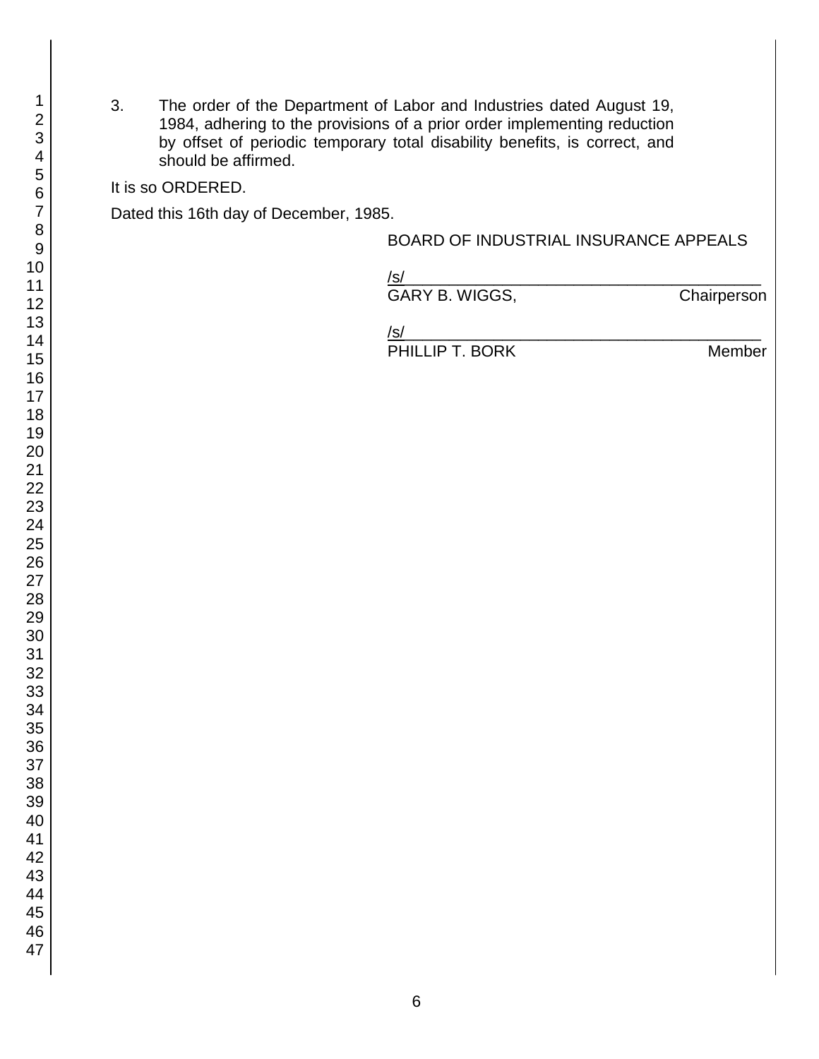3. The order of the Department of Labor and Industries dated August 19, 1984, adhering to the provisions of a prior order implementing reduction by offset of periodic temporary total disability benefits, is correct, and should be affirmed.

It is so ORDERED.

Dated this 16th day of December, 1985.

BOARD OF INDUSTRIAL INSURANCE APPEALS

/s/
GARY B. WIGGS, Chairperson

/s/
PHILLIP T. BORK Member